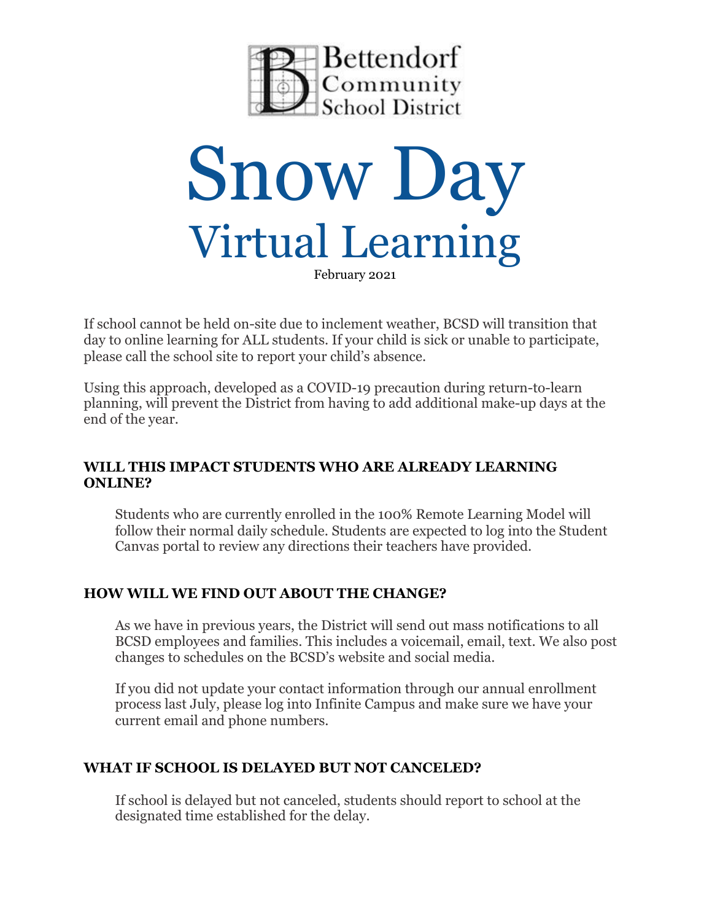Bettendorf Community School District

# Snow Day

## Virtual Learning

February 2021

If school cannot be held on-site due to inclement weather, BCSD will transition that day to online learning for ALL students. If your child is sick or unable to participate, please call the school site to report your child's absence.

Using this approach, developed as a COVID-19 precaution during return-to-learn planning, will prevent the District from having to add additional make-up days at the end of the year.

### WILL THIS IMPACT STUDENTS WHO ARE ALREADY LEARNING ONLINE?

Students who are currently enrolled in the 100% Remote Learning Model will follow their normal daily schedule. Students are expected to log into the Student Canvas portal to review any directions their teachers have provided.

### HOW WILL WE FIND OUT ABOUT THE CHANGE?

As we have in previous years, the District will send out mass notifications to all BCSD employees and families. This includes a voicemail, email, text. We also post changes to schedules on the BCSD's website and social media.

If you did not update your contact information through our annual enrollment process last July, please log into Infinite Campus and make sure we have your current email and phone numbers.

### WHAT IF SCHOOL IS DELAYED BUT NOT CANCELED?

If school is delayed but not canceled, students should report to school at the designated time established for the delay.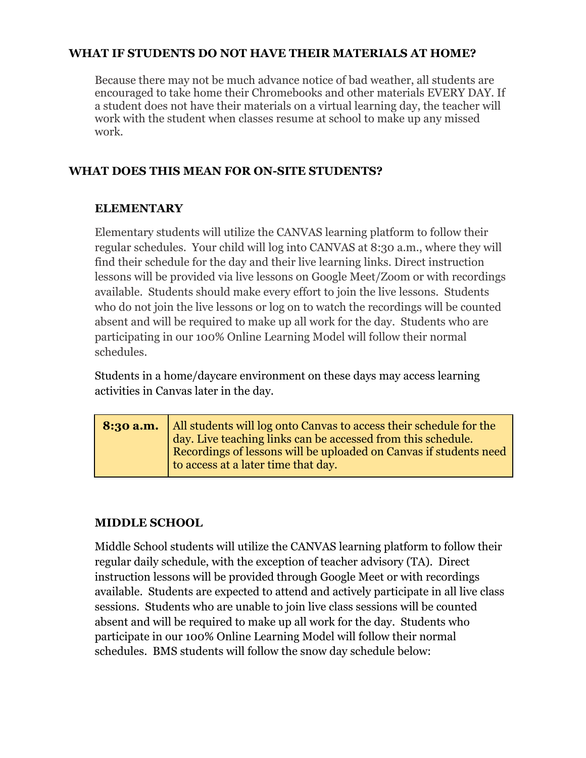## WHAT IF STUDENTS DO NOT HAVE THEIR MATERIALS AT HOME?

Because there may not be much advance notice of bad weather, all students are encouraged to take home their Chromebooks and other materials EVERY DAY. If a student does not have their materials on a virtual learning day, the teacher will work with the student when classes resume at school to make up any missed work.

## WHAT DOES THIS MEAN FOR ON-SITE STUDENTS?

### ELEMENTARY

Elementary students will utilize the CANVAS learning platform to follow their regular schedules. Your child will log into CANVAS at 8:30 a.m., where they will find their schedule for the day and their live learning links. Direct instruction lessons will be provided via live lessons on Google Meet/Zoom or with recordings available. Students should make every effort to join the live lessons. Students who do not join the live lessons or log on to watch the recordings will be counted absent and will be required to make up all work for the day. Students who are participating in our 100% Online Learning Model will follow their normal schedules.

Students in a home/daycare environment on these days may access learning activities in Canvas later in the day.

| **8:30 a.m.** | All students will log onto Canvas to access their schedule for the day. Live teaching links can be accessed from this schedule. Recordings of lessons will be uploaded on Canvas if students need to access at a later time that day. |
|---|---|

### MIDDLE SCHOOL

Middle School students will utilize the CANVAS learning platform to follow their regular daily schedule, with the exception of teacher advisory (TA). Direct instruction lessons will be provided through Google Meet or with recordings available. Students are expected to attend and actively participate in all live class sessions. Students who are unable to join live class sessions will be counted absent and will be required to make up all work for the day. Students who participate in our 100% Online Learning Model will follow their normal schedules. BMS students will follow the snow day schedule below: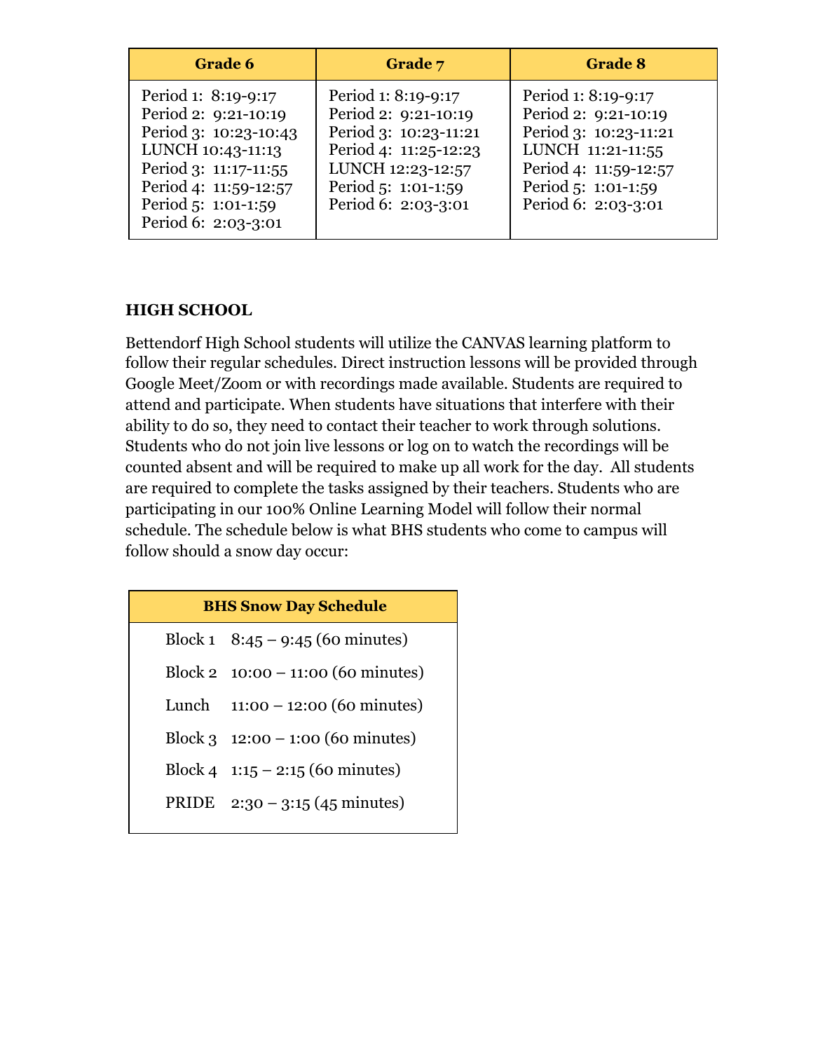| Grade 6 | Grade 7 | Grade 8 |
|---|---|---|
| Period 1: 8:19-9:17<br>Period 2: 9:21-10:19<br>Period 3: 10:23-10:43<br>LUNCH 10:43-11:13<br>Period 3: 11:17-11:55<br>Period 4: 11:59-12:57<br>Period 5: 1:01-1:59<br>Period 6: 2:03-3:01 | Period 1: 8:19-9:17<br>Period 2: 9:21-10:19<br>Period 3: 10:23-11:21<br>Period 4: 11:25-12:23<br>LUNCH 12:23-12:57<br>Period 5: 1:01-1:59<br>Period 6: 2:03-3:01 | Period 1: 8:19-9:17<br>Period 2: 9:21-10:19<br>Period 3: 10:23-11:21<br>LUNCH 11:21-11:55<br>Period 4: 11:59-12:57<br>Period 5: 1:01-1:59<br>Period 6: 2:03-3:01 |

## HIGH SCHOOL

Bettendorf High School students will utilize the CANVAS learning platform to follow their regular schedules. Direct instruction lessons will be provided through Google Meet/Zoom or with recordings made available. Students are required to attend and participate. When students have situations that interfere with their ability to do so, they need to contact their teacher to work through solutions. Students who do not join live lessons or log on to watch the recordings will be counted absent and will be required to make up all work for the day. All students are required to complete the tasks assigned by their teachers. Students who are participating in our 100% Online Learning Model will follow their normal schedule. The schedule below is what BHS students who come to campus will follow should a snow day occur:

| BHS Snow Day Schedule | |
|---|---|
| Block 1 | 8:45 – 9:45 (60 minutes) |
| Block 2 | 10:00 – 11:00 (60 minutes) |
| Lunch | 11:00 – 12:00 (60 minutes) |
| Block 3 | 12:00 – 1:00 (60 minutes) |
| Block 4 | 1:15 – 2:15 (60 minutes) |
| PRIDE | 2:30 – 3:15 (45 minutes) |